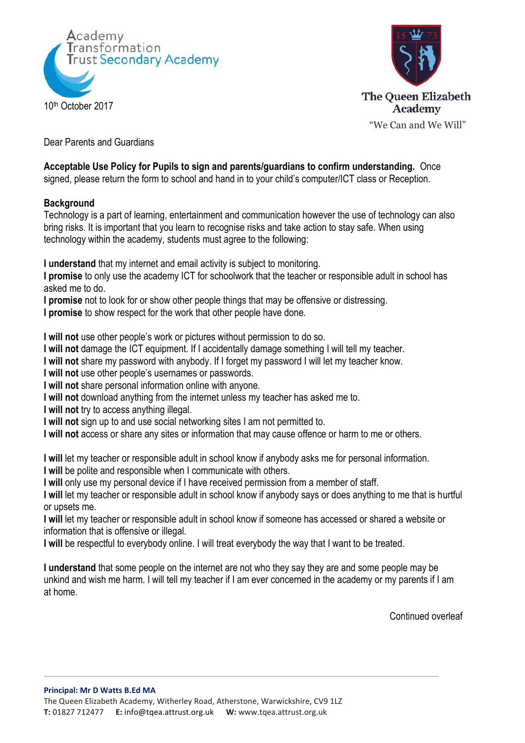Academy Transformation Trust Secondary Academy

10th October 2017

The Queen Elizabeth Academy
"We Can and We Will"

Dear Parents and Guardians

**Acceptable Use Policy for Pupils to sign and parents/guardians to confirm understanding.** Once signed, please return the form to school and hand in to your child's computer/ICT class or Reception.

**Background**
Technology is a part of learning, entertainment and communication however the use of technology can also bring risks. It is important that you learn to recognise risks and take action to stay safe. When using technology within the academy, students must agree to the following:

**I understand** that my internet and email activity is subject to monitoring.
**I promise** to only use the academy ICT for schoolwork that the teacher or responsible adult in school has asked me to do.
**I promise** not to look for or show other people things that may be offensive or distressing.
**I promise** to show respect for the work that other people have done.

**I will not** use other people's work or pictures without permission to do so.
**I will not** damage the ICT equipment. If I accidentally damage something I will tell my teacher.
**I will not** share my password with anybody. If I forget my password I will let my teacher know.
**I will not** use other people's usernames or passwords.
**I will not** share personal information online with anyone.
**I will not** download anything from the internet unless my teacher has asked me to.
**I will not** try to access anything illegal.
**I will not** sign up to and use social networking sites I am not permitted to.
**I will not** access or share any sites or information that may cause offence or harm to me or others.

**I will** let my teacher or responsible adult in school know if anybody asks me for personal information.
**I will** be polite and responsible when I communicate with others.
**I will** only use my personal device if I have received permission from a member of staff.
**I will** let my teacher or responsible adult in school know if anybody says or does anything to me that is hurtful or upsets me.
**I will** let my teacher or responsible adult in school know if someone has accessed or shared a website or information that is offensive or illegal.
**I will** be respectful to everybody online. I will treat everybody the way that I want to be treated.

**I understand** that some people on the internet are not who they say they are and some people may be unkind and wish me harm. I will tell my teacher if I am ever concerned in the academy or my parents if I am at home.

Continued overleaf

**Principal: Mr D Watts B.Ed MA**
The Queen Elizabeth Academy, Witherley Road, Atherstone, Warwickshire, CV9 1LZ
**T:** 01827 712477 **E:** info@tqea.attrust.org.uk **W:** www.tqea.attrust.org.uk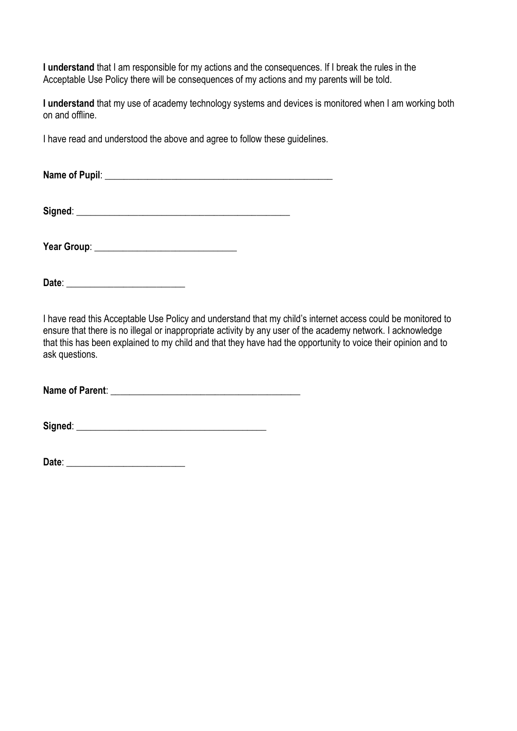**I understand** that I am responsible for my actions and the consequences. If I break the rules in the Acceptable Use Policy there will be consequences of my actions and my parents will be told.

**I understand** that my use of academy technology systems and devices is monitored when I am working both on and offline.

I have read and understood the above and agree to follow these guidelines.

**Name of Pupil**: _________________________________________________

**Signed**: ______________________________________________

**Year Group**: ______________________________

**Date**: _________________________

I have read this Acceptable Use Policy and understand that my child's internet access could be monitored to ensure that there is no illegal or inappropriate activity by any user of the academy network. I acknowledge that this has been explained to my child and that they have had the opportunity to voice their opinion and to ask questions.

**Name of Parent**: _________________________________________

**Signed**: _________________________________________

**Date**: _________________________